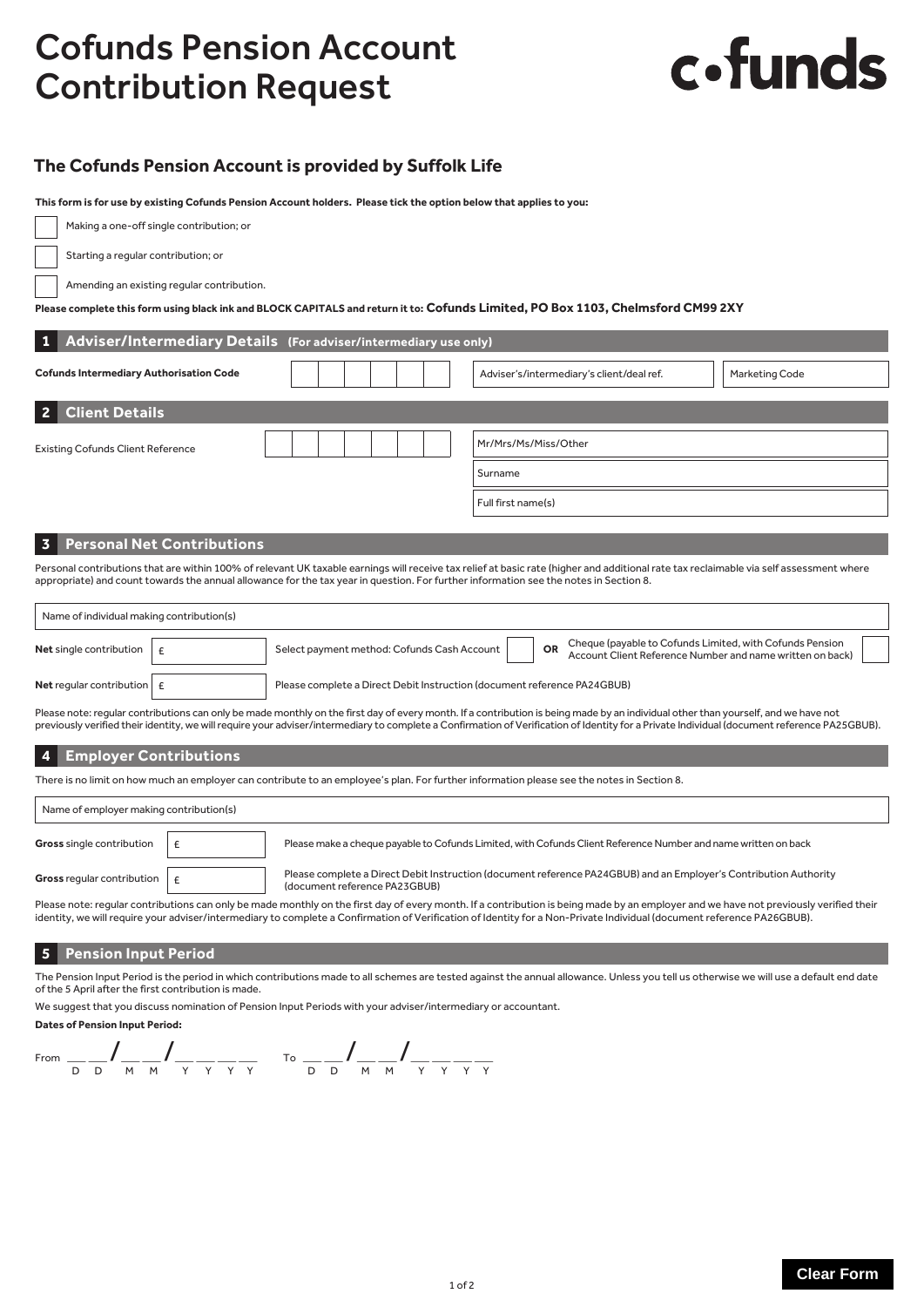# Cofunds Pension Account Contribution Request

cofunds

## The Cofunds Pension Account is provided by Suffolk Life

**This form is for use by existing Cofunds Pension Account holders. Please tick the option below that applies to you:**

- ☐ Making a one-off single contribution; or
- ☐ Starting a regular contribution; or
- ☐ Amending an existing regular contribution.

**Please complete this form using black ink and BLOCK CAPITALS and return it to: Cofunds Limited, PO Box 1103, Chelmsford CM99 2XY**

## 1 Adviser/Intermediary Details (For adviser/intermediary use only)

| | | | |
|---|---|---|---|
| **Cofunds Intermediary Authorisation Code** | | Adviser's/intermediary's client/deal ref. | Marketing Code |

## 2 Client Details

| | | |
|---|---|---|
| Existing Cofunds Client Reference | | Mr/Mrs/Ms/Miss/Other |
| | | Surname |
| | | Full first name(s) |

## 3 Personal Net Contributions

Personal contributions that are within 100% of relevant UK taxable earnings will receive tax relief at basic rate (higher and additional rate tax reclaimable via self assessment where appropriate) and count towards the annual allowance for the tax year in question. For further information see the notes in Section 8.

Name of individual making contribution(s)

| | | |
|---|---|---|
| **Net** single contribution | £ | Select payment method: Cofunds Cash Account ☐ **OR** Cheque (payable to Cofunds Limited, with Cofunds Pension Account Client Reference Number and name written on back) ☐ |
| **Net** regular contribution | £ | Please complete a Direct Debit Instruction (document reference PA24GBUB) |

Please note: regular contributions can only be made monthly on the first day of every month. If a contribution is being made by an individual other than yourself, and we have not previously verified their identity, we will require your adviser/intermediary to complete a Confirmation of Verification of Identity for a Private Individual (document reference PA25GBUB).

## 4 Employer Contributions

There is no limit on how much an employer can contribute to an employee's plan. For further information please see the notes in Section 8.

Name of employer making contribution(s)

| | | |
|---|---|---|
| **Gross** single contribution | £ | Please make a cheque payable to Cofunds Limited, with Cofunds Client Reference Number and name written on back |
| **Gross** regular contribution | £ | Please complete a Direct Debit Instruction (document reference PA24GBUB) and an Employer's Contribution Authority (document reference PA23GBUB) |

Please note: regular contributions can only be made monthly on the first day of every month. If a contribution is being made by an employer and we have not previously verified their identity, we will require your adviser/intermediary to complete a Confirmation of Verification of Identity for a Non-Private Individual (document reference PA26GBUB).

## 5 Pension Input Period

The Pension Input Period is the period in which contributions made to all schemes are tested against the annual allowance. Unless you tell us otherwise we will use a default end date of the 5 April after the first contribution is made.

We suggest that you discuss nomination of Pension Input Periods with your adviser/intermediary or accountant.

**Dates of Pension Input Period:**

From \_\_ \_\_ / \_\_ \_\_ / \_\_ \_\_ \_\_ \_\_ (D D / M M / Y Y Y Y)    To \_\_ \_\_ / \_\_ \_\_ / \_\_ \_\_ \_\_ \_\_ (D D / M M / Y Y Y Y)

Clear Form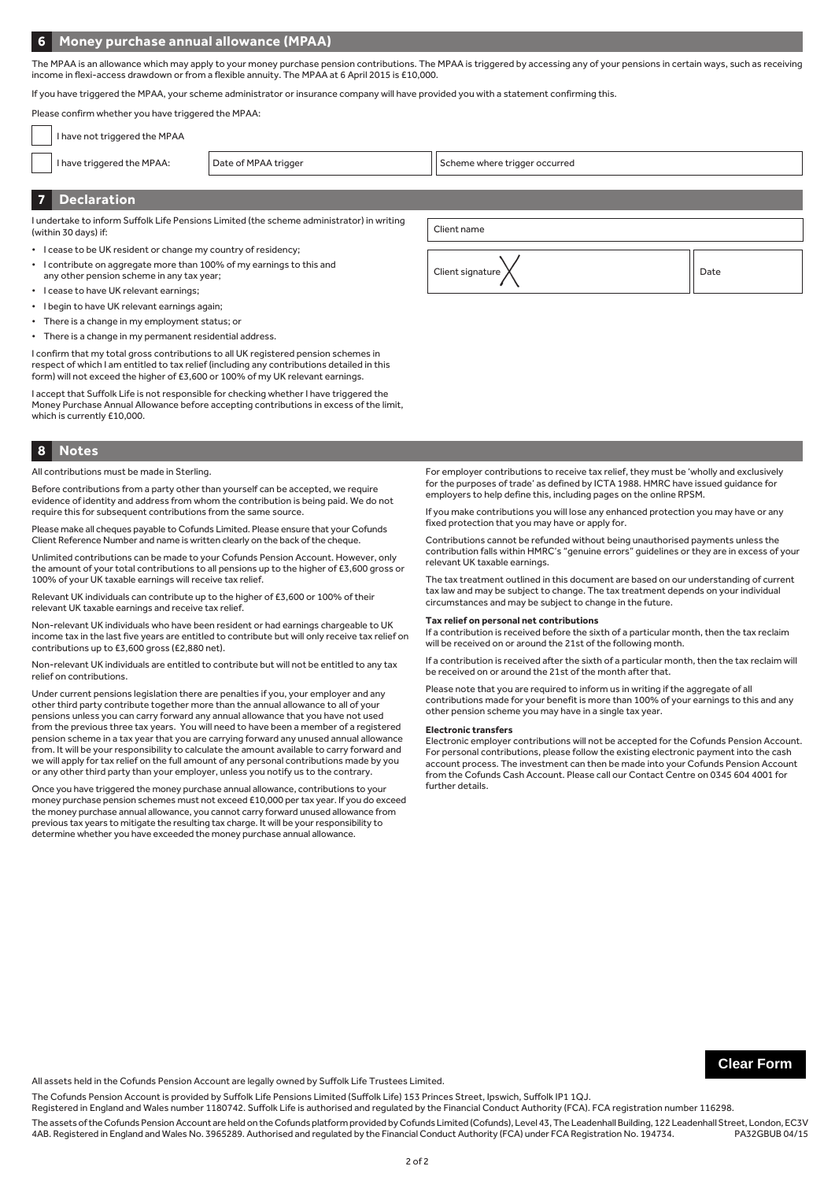## 6 Money purchase annual allowance (MPAA)

The MPAA is an allowance which may apply to your money purchase pension contributions. The MPAA is triggered by accessing any of your pensions in certain ways, such as receiving income in flexi-access drawdown or from a flexible annuity. The MPAA at 6 April 2015 is £10,000.

If you have triggered the MPAA, your scheme administrator or insurance company will have provided you with a statement confirming this.

Please confirm whether you have triggered the MPAA:

- [ ] I have not triggered the MPAA
- [ ] I have triggered the MPAA: Date of MPAA trigger | Scheme where trigger occurred

## 7 Declaration

I undertake to inform Suffolk Life Pensions Limited (the scheme administrator) in writing (within 30 days) if:

- I cease to be UK resident or change my country of residency;
- I contribute on aggregate more than 100% of my earnings to this and any other pension scheme in any tax year;
- I cease to have UK relevant earnings;
- I begin to have UK relevant earnings again;
- There is a change in my employment status; or
- There is a change in my permanent residential address.

I confirm that my total gross contributions to all UK registered pension schemes in respect of which I am entitled to tax relief (including any contributions detailed in this form) will not exceed the higher of £3,600 or 100% of my UK relevant earnings.

I accept that Suffolk Life is not responsible for checking whether I have triggered the Money Purchase Annual Allowance before accepting contributions in excess of the limit, which is currently £10,000.

Client name

Client signature X | Date

## 8 Notes

All contributions must be made in Sterling.

Before contributions from a party other than yourself can be accepted, we require evidence of identity and address from whom the contribution is being paid. We do not require this for subsequent contributions from the same source.

Please make all cheques payable to Cofunds Limited. Please ensure that your Cofunds Client Reference Number and name is written clearly on the back of the cheque.

Unlimited contributions can be made to your Cofunds Pension Account. However, only the amount of your total contributions to all pensions up to the higher of £3,600 gross or 100% of your UK taxable earnings will receive tax relief.

Relevant UK individuals can contribute up to the higher of £3,600 or 100% of their relevant UK taxable earnings and receive tax relief.

Non-relevant UK individuals who have been resident or had earnings chargeable to UK income tax in the last five years are entitled to contribute but will only receive tax relief on contributions up to £3,600 gross (£2,880 net).

Non-relevant UK individuals are entitled to contribute but will not be entitled to any tax relief on contributions.

Under current pensions legislation there are penalties if you, your employer and any other third party contribute together more than the annual allowance to all of your pensions unless you can carry forward any annual allowance that you have not used from the previous three tax years. You will need to have been a member of a registered pension scheme in a tax year that you are carrying forward any unused annual allowance from. It will be your responsibility to calculate the amount available to carry forward and we will apply for tax relief on the full amount of any personal contributions made by you or any other third party than your employer, unless you notify us to the contrary.

Once you have triggered the money purchase annual allowance, contributions to your money purchase pension schemes must not exceed £10,000 per tax year. If you do exceed the money purchase annual allowance, you cannot carry forward unused allowance from previous tax years to mitigate the resulting tax charge. It will be your responsibility to determine whether you have exceeded the money purchase annual allowance.

For employer contributions to receive tax relief, they must be 'wholly and exclusively for the purposes of trade' as defined by ICTA 1988. HMRC have issued guidance for employers to help define this, including pages on the online RPSM.

If you make contributions you will lose any enhanced protection you may have or any fixed protection that you may have or apply for.

Contributions cannot be refunded without being unauthorised payments unless the contribution falls within HMRC's "genuine errors" guidelines or they are in excess of your relevant UK taxable earnings.

The tax treatment outlined in this document are based on our understanding of current tax law and may be subject to change. The tax treatment depends on your individual circumstances and may be subject to change in the future.

**Tax relief on personal net contributions**
If a contribution is received before the sixth of a particular month, then the tax reclaim will be received on or around the 21st of the following month.

If a contribution is received after the sixth of a particular month, then the tax reclaim will be received on or around the 21st of the month after that.

Please note that you are required to inform us in writing if the aggregate of all contributions made for your benefit is more than 100% of your earnings to this and any other pension scheme you may have in a single tax year.

**Electronic transfers**
Electronic employer contributions will not be accepted for the Cofunds Pension Account. For personal contributions, please follow the existing electronic payment into the cash account process. The investment can then be made into your Cofunds Pension Account from the Cofunds Cash Account. Please call our Contact Centre on 0345 604 4001 for further details.

Clear Form

All assets held in the Cofunds Pension Account are legally owned by Suffolk Life Trustees Limited.

The Cofunds Pension Account is provided by Suffolk Life Pensions Limited (Suffolk Life) 153 Princes Street, Ipswich, Suffolk IP1 1QJ.
Registered in England and Wales number 1180742. Suffolk Life is authorised and regulated by the Financial Conduct Authority (FCA). FCA registration number 116298.

The assets of the Cofunds Pension Account are held on the Cofunds platform provided by Cofunds Limited (Cofunds), Level 43, The Leadenhall Building, 122 Leadenhall Street, London, EC3V 4AB. Registered in England and Wales No. 3965289. Authorised and regulated by the Financial Conduct Authority (FCA) under FCA Registration No. 194734. PA32GBUB 04/15